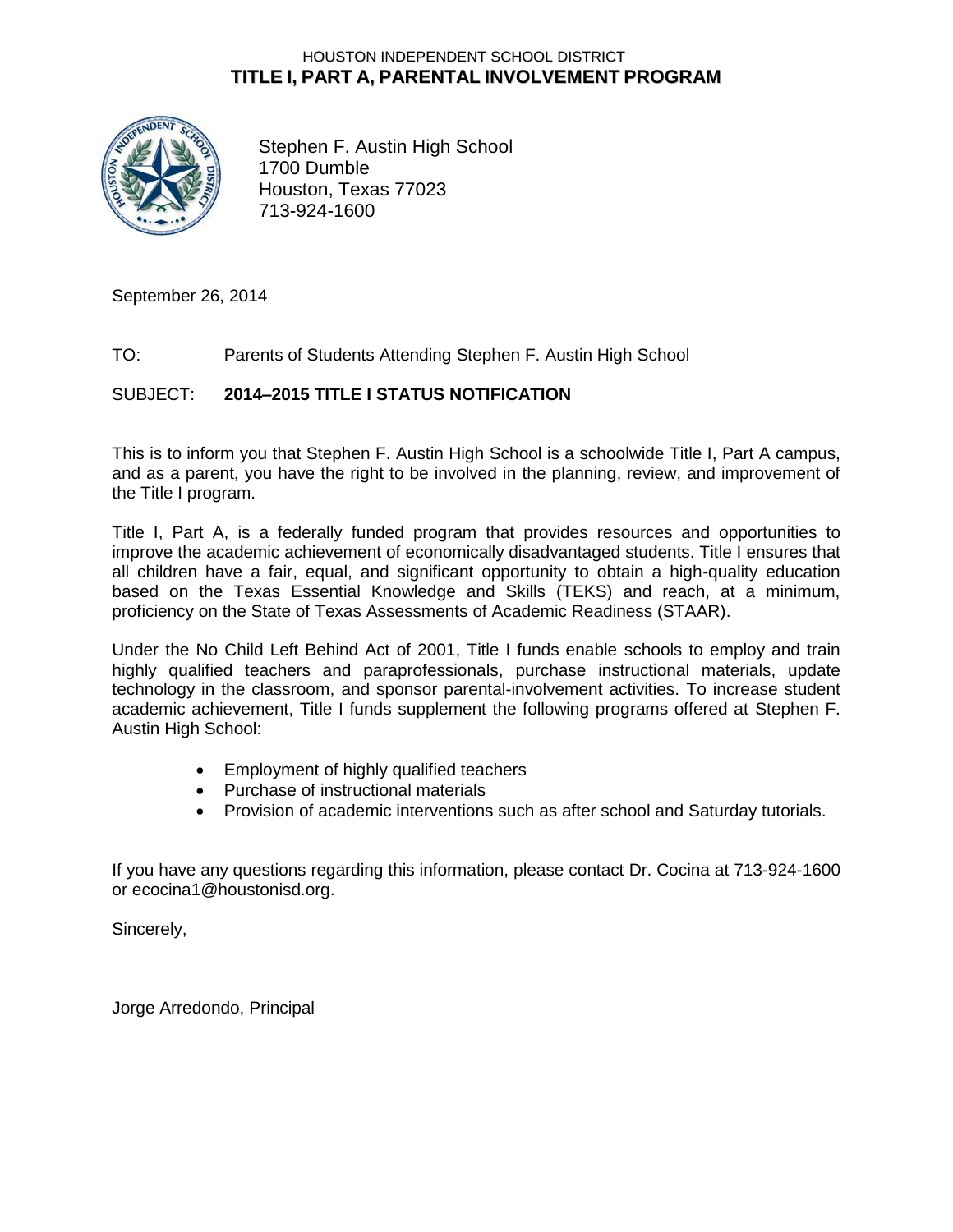HOUSTON INDEPENDENT SCHOOL DISTRICT

# TITLE I, PART A, PARENTAL INVOLVEMENT PROGRAM

Stephen F. Austin High School
1700 Dumble
Houston, Texas 77023
713-924-1600

September 26, 2014

TO: Parents of Students Attending Stephen F. Austin High School

SUBJECT: **2014–2015 TITLE I STATUS NOTIFICATION**

This is to inform you that Stephen F. Austin High School is a schoolwide Title I, Part A campus, and as a parent, you have the right to be involved in the planning, review, and improvement of the Title I program.

Title I, Part A, is a federally funded program that provides resources and opportunities to improve the academic achievement of economically disadvantaged students. Title I ensures that all children have a fair, equal, and significant opportunity to obtain a high-quality education based on the Texas Essential Knowledge and Skills (TEKS) and reach, at a minimum, proficiency on the State of Texas Assessments of Academic Readiness (STAAR).

Under the No Child Left Behind Act of 2001, Title I funds enable schools to employ and train highly qualified teachers and paraprofessionals, purchase instructional materials, update technology in the classroom, and sponsor parental-involvement activities. To increase student academic achievement, Title I funds supplement the following programs offered at Stephen F. Austin High School:

- Employment of highly qualified teachers
- Purchase of instructional materials
- Provision of academic interventions such as after school and Saturday tutorials.

If you have any questions regarding this information, please contact Dr. Cocina at 713-924-1600 or ecocina1@houstonisd.org.

Sincerely,

Jorge Arredondo, Principal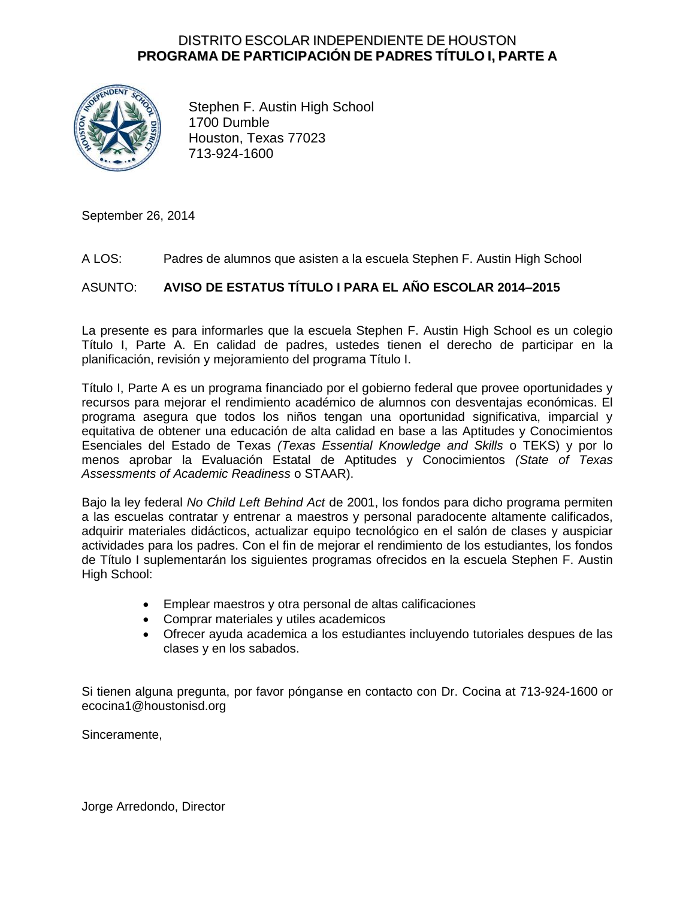DISTRITO ESCOLAR INDEPENDIENTE DE HOUSTON
**PROGRAMA DE PARTICIPACIÓN DE PADRES TÍTULO I, PARTE A**

Stephen F. Austin High School
1700 Dumble
Houston, Texas 77023
713-924-1600

September 26, 2014

A LOS: Padres de alumnos que asisten a la escuela Stephen F. Austin High School

ASUNTO: **AVISO DE ESTATUS TÍTULO I PARA EL AÑO ESCOLAR 2014–2015**

La presente es para informarles que la escuela Stephen F. Austin High School es un colegio Título I, Parte A. En calidad de padres, ustedes tienen el derecho de participar en la planificación, revisión y mejoramiento del programa Título I.

Título I, Parte A es un programa financiado por el gobierno federal que provee oportunidades y recursos para mejorar el rendimiento académico de alumnos con desventajas económicas. El programa asegura que todos los niños tengan una oportunidad significativa, imparcial y equitativa de obtener una educación de alta calidad en base a las Aptitudes y Conocimientos Esenciales del Estado de Texas *(Texas Essential Knowledge and Skills* o TEKS) y por lo menos aprobar la Evaluación Estatal de Aptitudes y Conocimientos *(State of Texas Assessments of Academic Readiness* o STAAR).

Bajo la ley federal *No Child Left Behind Act* de 2001, los fondos para dicho programa permiten a las escuelas contratar y entrenar a maestros y personal paradocente altamente calificados, adquirir materiales didácticos, actualizar equipo tecnológico en el salón de clases y auspiciar actividades para los padres. Con el fin de mejorar el rendimiento de los estudiantes, los fondos de Título I suplementarán los siguientes programas ofrecidos en la escuela Stephen F. Austin High School:

- Emplear maestros y otra personal de altas calificaciones
- Comprar materiales y utiles academicos
- Ofrecer ayuda academica a los estudiantes incluyendo tutoriales despues de las clases y en los sabados.

Si tienen alguna pregunta, por favor pónganse en contacto con Dr. Cocina at 713-924-1600 or ecocina1@houstonisd.org

Sinceramente,

Jorge Arredondo, Director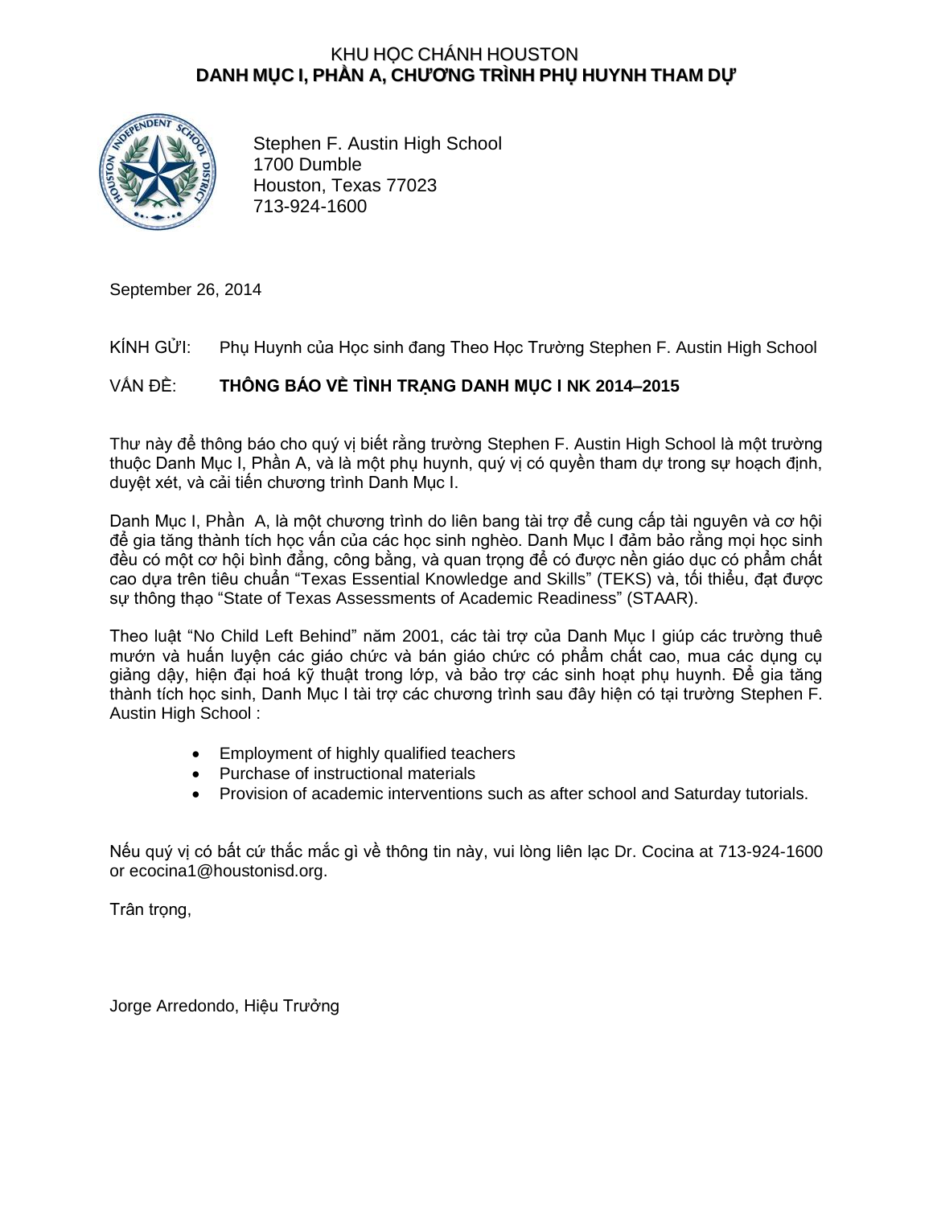# KHU HỌC CHÁNH HOUSTON
## DANH MỤC I, PHẦN A, CHƯƠNG TRÌNH PHỤ HUYNH THAM DỰ

Stephen F. Austin High School
1700 Dumble
Houston, Texas 77023
713-924-1600

September 26, 2014

KÍNH GỬI: Phụ Huynh của Học sinh đang Theo Học Trường Stephen F. Austin High School

VẤN ĐỀ: **THÔNG BÁO VỀ TÌNH TRẠNG DANH MỤC I NK 2014–2015**

Thư này để thông báo cho quý vị biết rằng trường Stephen F. Austin High School là một trường thuộc Danh Mục I, Phần A, và là một phụ huynh, quý vị có quyền tham dự trong sự hoạch định, duyệt xét, và cải tiến chương trình Danh Mục I.

Danh Mục I, Phần A, là một chương trình do liên bang tài trợ để cung cấp tài nguyên và cơ hội để gia tăng thành tích học vấn của các học sinh nghèo. Danh Mục I đảm bảo rằng mọi học sinh đều có một cơ hội bình đẳng, công bằng, và quan trọng để có được nền giáo dục có phẩm chất cao dựa trên tiêu chuẩn "Texas Essential Knowledge and Skills" (TEKS) và, tối thiểu, đạt được sự thông thạo "State of Texas Assessments of Academic Readiness" (STAAR).

Theo luật "No Child Left Behind" năm 2001, các tài trợ của Danh Mục I giúp các trường thuê mướn và huấn luyện các giáo chức và bán giáo chức có phẩm chất cao, mua các dụng cụ giảng dậy, hiện đại hoá kỹ thuật trong lớp, và bảo trợ các sinh hoạt phụ huynh. Để gia tăng thành tích học sinh, Danh Mục I tài trợ các chương trình sau đây hiện có tại trường Stephen F. Austin High School :

- Employment of highly qualified teachers
- Purchase of instructional materials
- Provision of academic interventions such as after school and Saturday tutorials.

Nếu quý vị có bất cứ thắc mắc gì về thông tin này, vui lòng liên lạc Dr. Cocina at 713-924-1600 or ecocina1@houstonisd.org.

Trân trọng,

Jorge Arredondo, Hiệu Trưởng